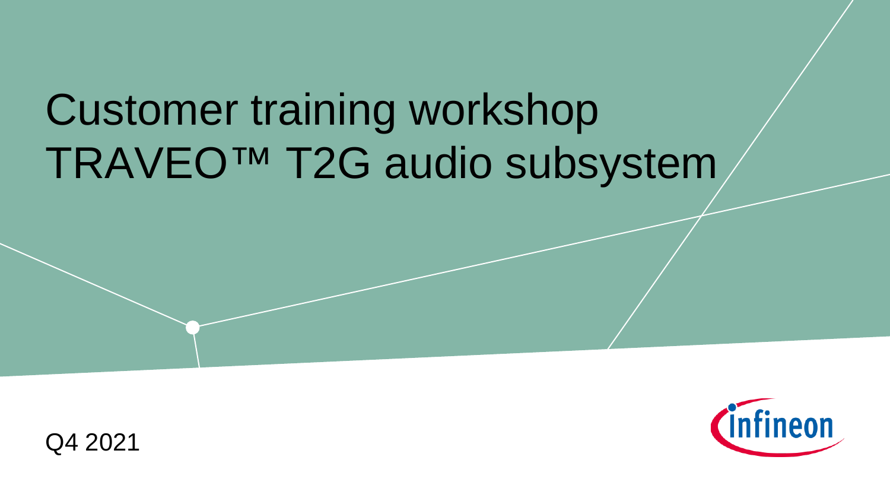# Customer training workshop TRAVEO™ T2G audio subsystem

Q4 2021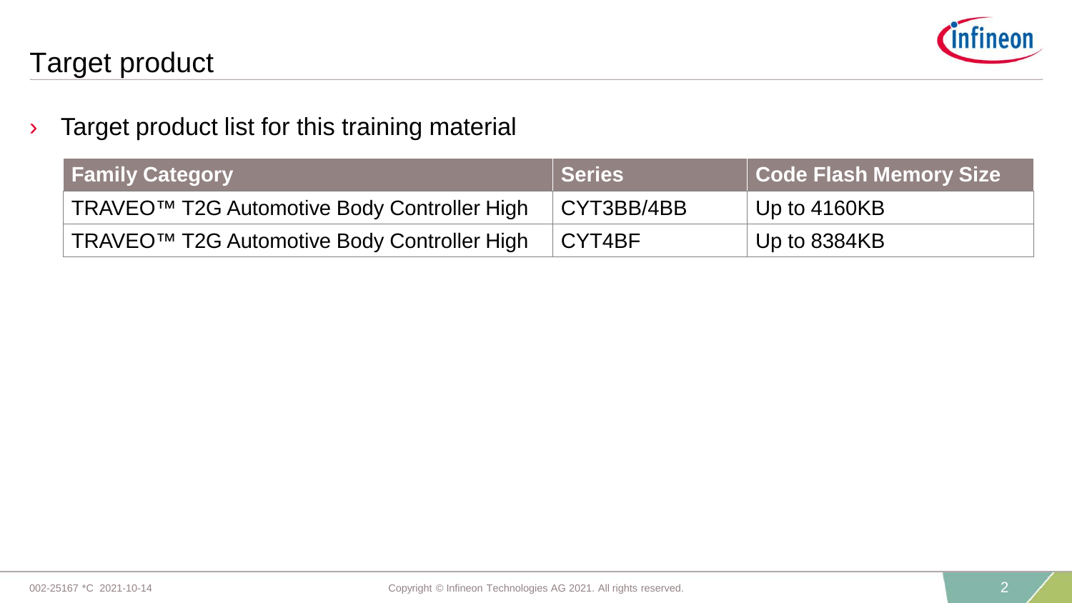# Target product

- Target product list for this training material

| Family Category | Series | Code Flash Memory Size |
| --- | --- | --- |
| TRAVEO™ T2G Automotive Body Controller High | CYT3BB/4BB | Up to 4160KB |
| TRAVEO™ T2G Automotive Body Controller High | CYT4BF | Up to 8384KB |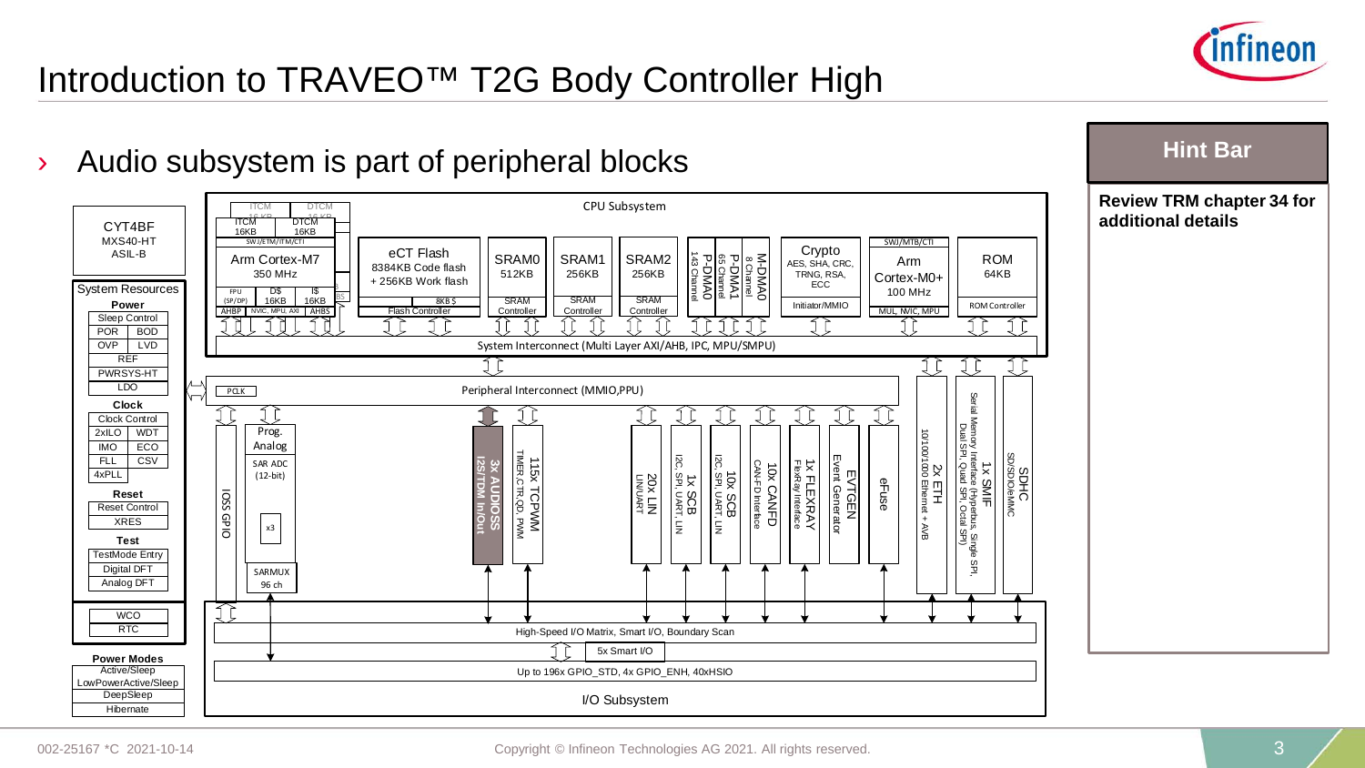# Introduction to TRAVEO™ T2G Body Controller High

› Audio subsystem is part of peripheral blocks

**Hint Bar**

**Review TRM chapter 34 for additional details**

CYT4BF
MXS40-HT
ASIL-B

System Resources

**Power**
- Sleep Control
- POR | BOD
- OVP | LVD
- REF
- PWRSYS-HT
- LDO

**Clock**
- Clock Control
- 2xILO | WDT
- IMO | ECO
- FLL | CSV
- 4xPLL

**Reset**
- Reset Control
- XRES

**Test**
- TestMode Entry
- Digital DFT
- Analog DFT

- WCO
- RTC

**Power Modes**
- Active/Sleep
- LowPowerActive/Sleep
- DeepSleep
- Hibernate

CPU Subsystem

- Arm Cortex-M7 350 MHz (ITCM 16KB, DTCM 16KB, SWJ/ETM/ITM/CTI, FPU (SP/DP), D$ 16KB, I$ 16KB, AHBP, NVIC, MPU, AXI, AHBS) ×2
- eCT Flash: 8384KB Code flash + 256KB Work flash, 8KB $, Flash Controller
- SRAM0 512KB, SRAM Controller
- SRAM1 256KB, SRAM Controller
- SRAM2 256KB, SRAM Controller
- P-DMA0 143 Channel
- P-DMA1 65 Channel
- M-DMA0 8 Channel
- Crypto: AES, SHA, CRC, TRNG, RSA, ECC, Initiator/MMIO
- Arm Cortex-M0+ 100 MHz, SWJ/MTB/CTI, MUL, NVIC, MPU
- ROM 64KB, ROM Controller

System Interconnect (Multi Layer AXI/AHB, IPC, MPU/SMPU)

Peripheral Interconnect (MMIO,PPU)

PCLK

- IOSS GPIO
- Prog. Analog: SAR ADC (12-bit) x3, SARMUX 96 ch
- 3x AUDIOSS: I2S/TDM In/Out
- 115x TCPWM: TIMER,CTR,QD, PWM
- 20x LIN: LIN/UART
- 1x SCB: I2C, SPI, UART, LIN
- 10x SCB: I2C, SPI, UART, LIN
- 10x CANFD: CAN-FD Interface
- 1x FLEXRAY: FlexRay Interface
- EVTGEN: Event Generator
- eFuse
- 2x ETH: 10/100/1000 Ethernet + AVB
- 1x SMIF: Serial Memory Interface (Hyperbus, Single SPI, Dual SPI, Quad SPI, Octal SPI)
- SDHC: SD/SDIO/eMMC

High-Speed I/O Matrix, Smart I/O, Boundary Scan

5x Smart I/O

Up to 196x GPIO_STD, 4x GPIO_ENH, 40xHSIO

I/O Subsystem

002-25167 *C 2021-10-14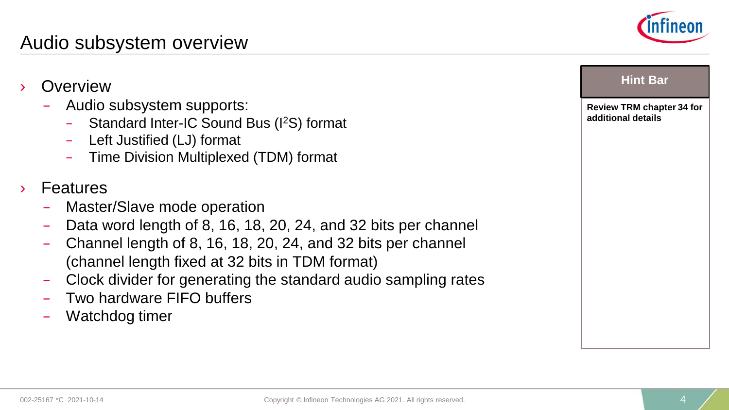# Audio subsystem overview

- Overview
  - Audio subsystem supports:
    - Standard Inter-IC Sound Bus ($I^2S$) format
    - Left Justified (LJ) format
    - Time Division Multiplexed (TDM) format
- Features
  - Master/Slave mode operation
  - Data word length of 8, 16, 18, 20, 24, and 32 bits per channel
  - Channel length of 8, 16, 18, 20, 24, and 32 bits per channel (channel length fixed at 32 bits in TDM format)
  - Clock divider for generating the standard audio sampling rates
  - Two hardware FIFO buffers
  - Watchdog timer

**Hint Bar**

**Review TRM chapter 34 for additional details**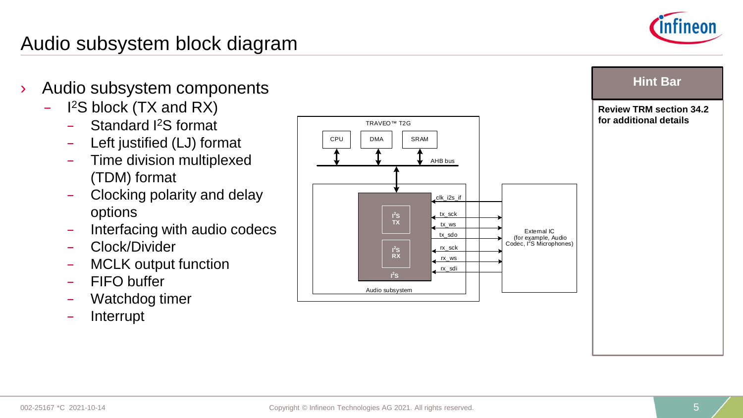# Audio subsystem block diagram

- Audio subsystem components
  - I²S block (TX and RX)
    - Standard I²S format
    - Left justified (LJ) format
    - Time division multiplexed (TDM) format
    - Clocking polarity and delay options
    - Interfacing with audio codecs
    - Clock/Divider
    - MCLK output function
    - FIFO buffer
    - Watchdog timer
    - Interrupt

TRAVEO™ T2G

CPU | DMA | SRAM

AHB bus

I²S TX

I²S RX

I²S

clk_i2s_if

tx_sck

tx_ws

tx_sdo

rx_sck

rx_ws

rx_sdi

Audio subsystem

External IC (for example, Audio Codec, I²S Microphones)

**Hint Bar**

**Review TRM section 34.2 for additional details**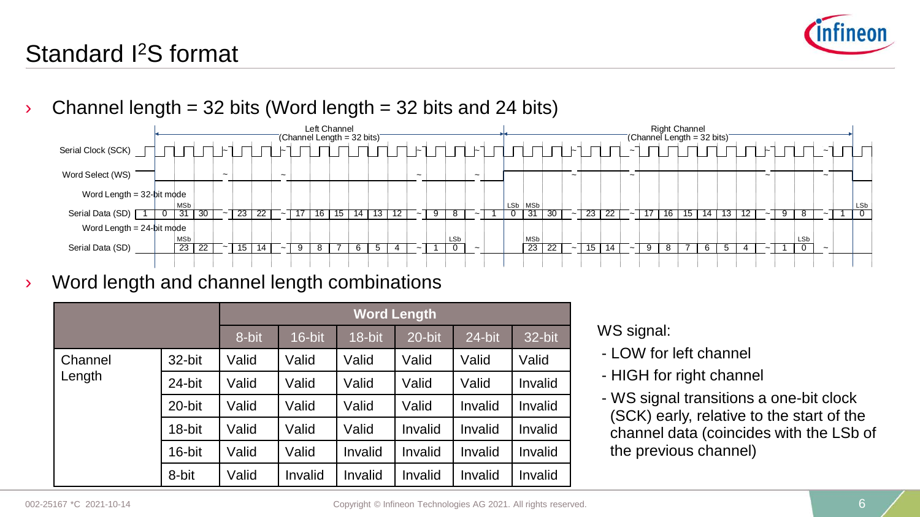# Standard I²S format

› Channel length = 32 bits (Word length = 32 bits and 24 bits)

Left Channel (Channel Length = 32 bits) | Right Channel (Channel Length = 32 bits)

Serial Clock (SCK)

Word Select (WS)

Word Length = 32-bit mode

Serial Data (SD): 1 | 0 | MSb 31 | 30 | ~ | 23 | 22 | ~ | 17 | 16 | 15 | 14 | 13 | 12 | ~ | 9 | 8 | ~ | 1 | LSb 0 | MSb 31 | 30 | ~ | 23 | 22 | ~ | 17 | 16 | 15 | 14 | 13 | 12 | ~ | 9 | 8 | ~ | 1 | LSb 0

Word Length = 24-bit mode

Serial Data (SD): MSb 23 | 22 | ~ | 15 | 14 | ~ | 9 | 8 | 7 | 6 | 5 | 4 | ~ | 1 | LSb 0 | ~ | MSb 23 | 22 | ~ | 15 | 14 | ~ | 9 | 8 | 7 | 6 | 5 | 4 | ~ | 1 | LSb 0 | ~

› Word length and channel length combinations

| | | Word Length | | | | | |
|---|---|---|---|---|---|---|---|
| | | 8-bit | 16-bit | 18-bit | 20-bit | 24-bit | 32-bit |
| Channel Length | 32-bit | Valid | Valid | Valid | Valid | Valid | Valid |
| | 24-bit | Valid | Valid | Valid | Valid | Valid | Invalid |
| | 20-bit | Valid | Valid | Valid | Valid | Invalid | Invalid |
| | 18-bit | Valid | Valid | Valid | Invalid | Invalid | Invalid |
| | 16-bit | Valid | Valid | Invalid | Invalid | Invalid | Invalid |
| | 8-bit | Valid | Invalid | Invalid | Invalid | Invalid | Invalid |

WS signal:

- LOW for left channel
- HIGH for right channel
- WS signal transitions a one-bit clock (SCK) early, relative to the start of the channel data (coincides with the LSb of the previous channel)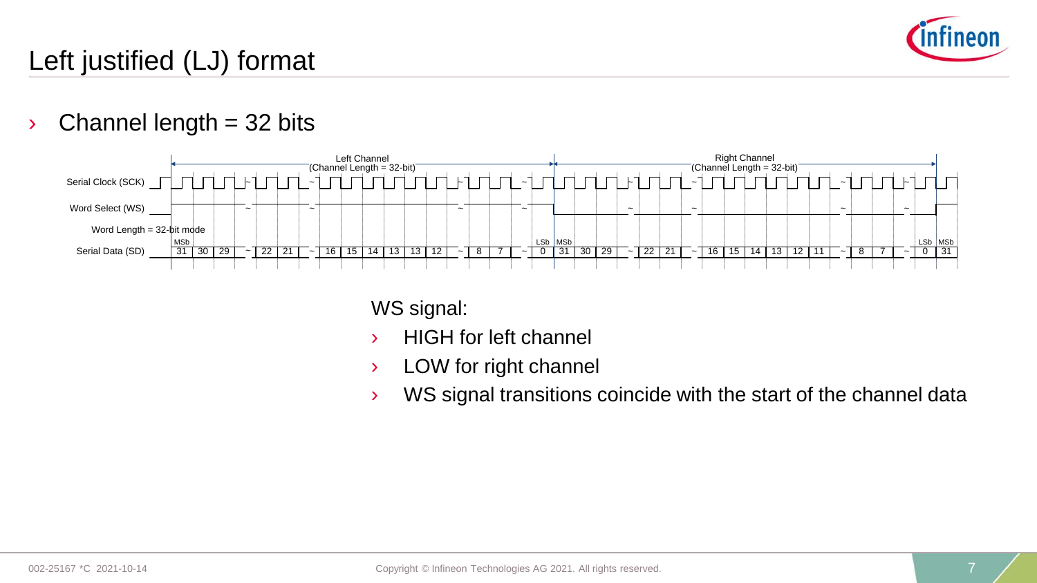# Left justified (LJ) format

› Channel length = 32 bits

Left Channel (Channel Length = 32-bit)

Right Channel (Channel Length = 32-bit)

Serial Clock (SCK)

Word Select (WS)

Word Length = 32-bit mode

Serial Data (SD)

MSb 31 30 29 ~ 22 21 ~ 16 15 14 13 13 12 ~ 8 7 ~ 0 LSb | MSb 31 30 29 ~ 22 21 ~ 16 15 14 13 12 11 ~ 8 7 ~ 0 LSb | MSb 31

WS signal:

- HIGH for left channel
- LOW for right channel
- WS signal transitions coincide with the start of the channel data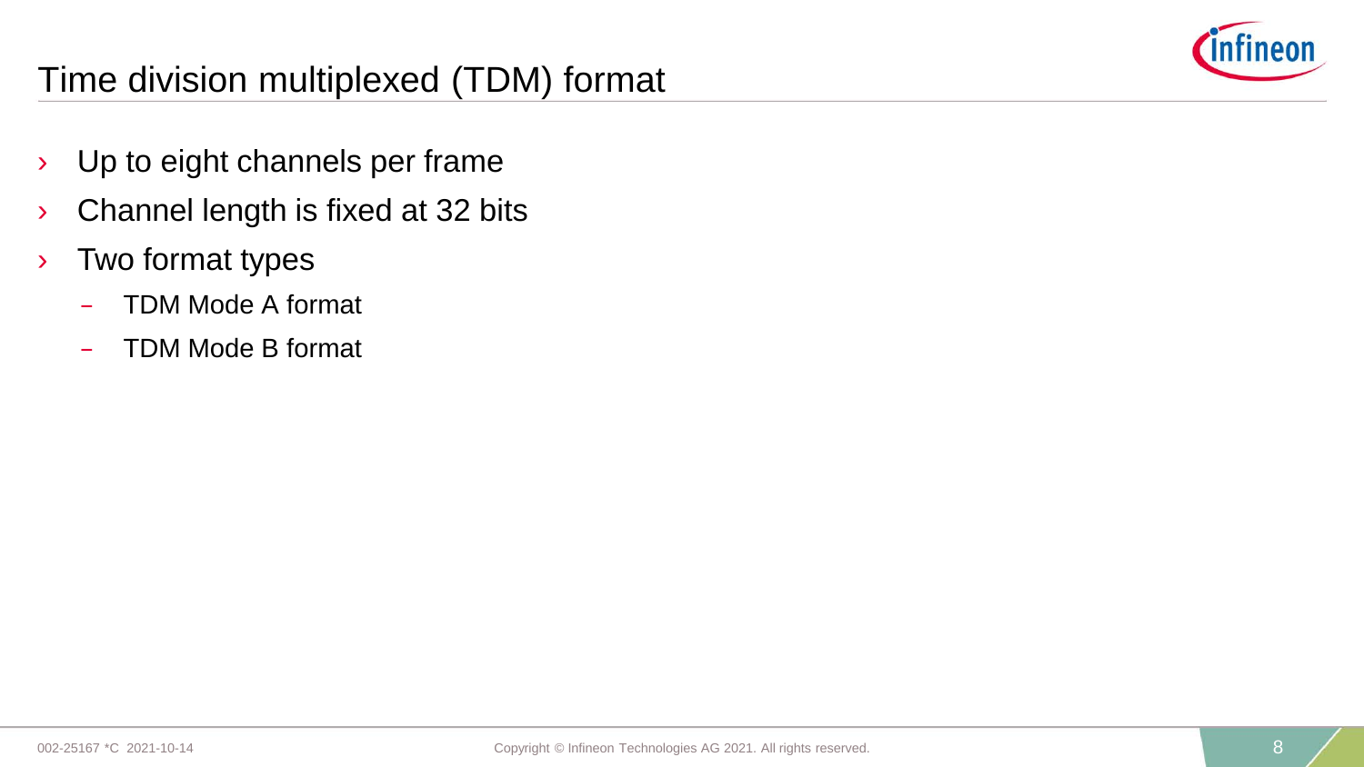# Time division multiplexed (TDM) format

- Up to eight channels per frame
- Channel length is fixed at 32 bits
- Two format types
  - TDM Mode A format
  - TDM Mode B format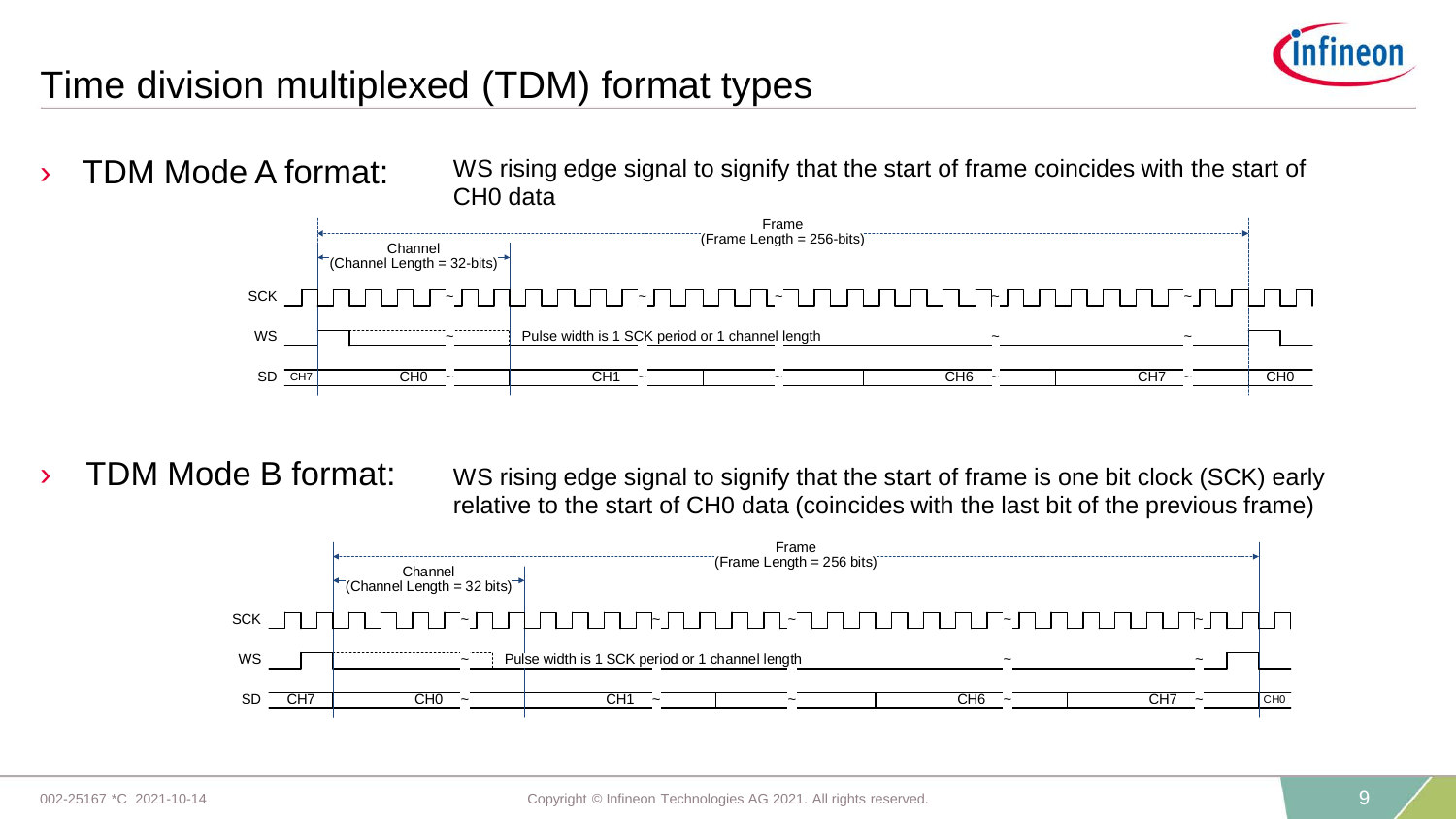# Time division multiplexed (TDM) format types

- **TDM Mode A format:** WS rising edge signal to signify that the start of frame coincides with the start of CH0 data

Frame (Frame Length = 256-bits)

Channel (Channel Length = 32-bits)

SCK

WS — Pulse width is 1 SCK period or 1 channel length

SD — CH7, CH0, CH1, CH6, CH7, CH0

- **TDM Mode B format:** WS rising edge signal to signify that the start of frame is one bit clock (SCK) early relative to the start of CH0 data (coincides with the last bit of the previous frame)

Frame (Frame Length = 256 bits)

Channel (Channel Length = 32 bits)

SCK

WS — Pulse width is 1 SCK period or 1 channel length

SD — CH7, CH0, CH1, CH6, CH7, CH0

002-25167 *C 2021-10-14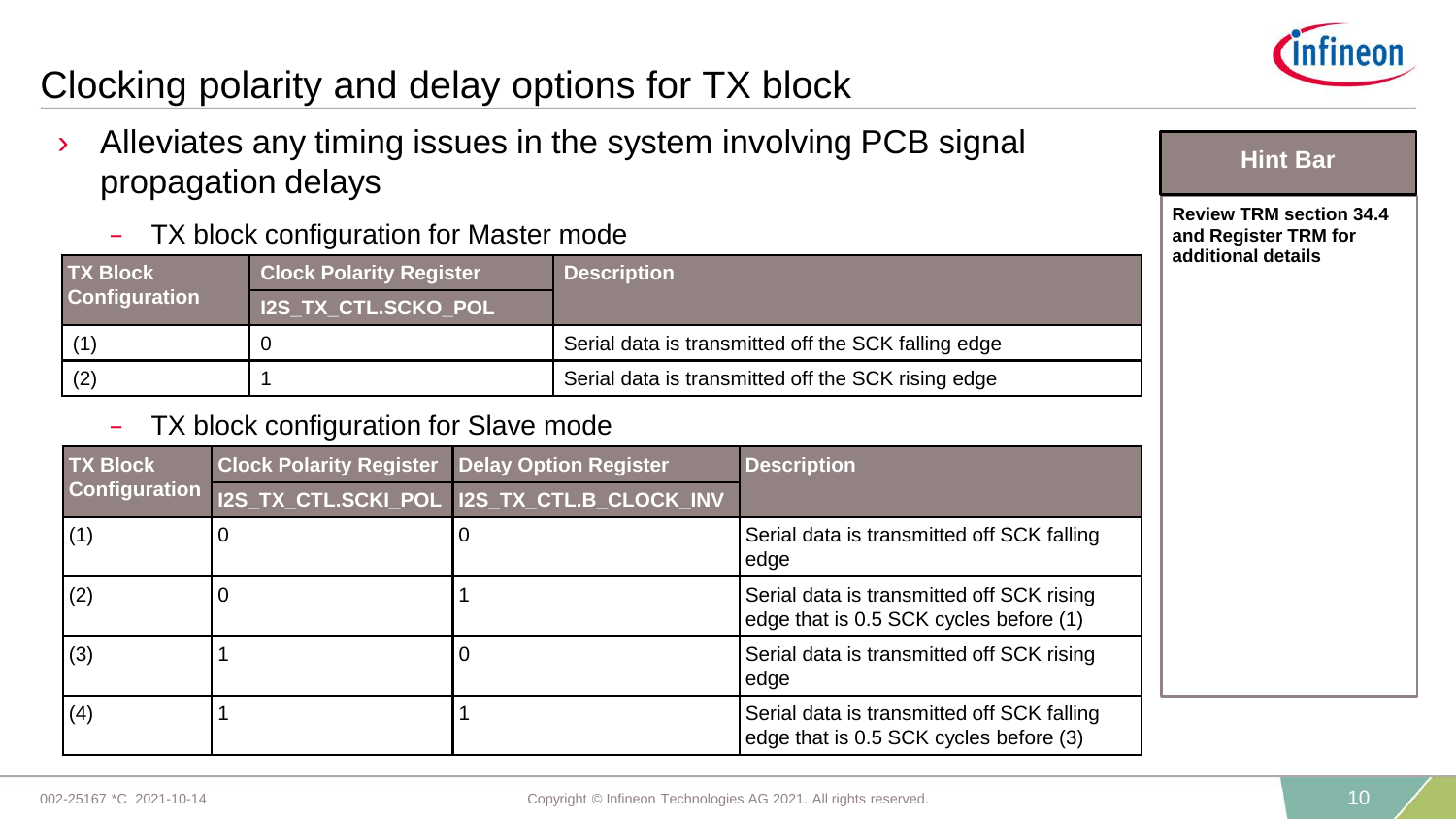# Clocking polarity and delay options for TX block

› Alleviates any timing issues in the system involving PCB signal propagation delays

  – TX block configuration for Master mode

| TX Block Configuration | Clock Polarity Register | Description |
|---|---|---|
| | I2S_TX_CTL.SCKO_POL | |
| (1) | 0 | Serial data is transmitted off the SCK falling edge |
| (2) | 1 | Serial data is transmitted off the SCK rising edge |

  – TX block configuration for Slave mode

| TX Block Configuration | Clock Polarity Register | Delay Option Register | Description |
|---|---|---|---|
| | I2S_TX_CTL.SCKI_POL | I2S_TX_CTL.B_CLOCK_INV | |
| (1) | 0 | 0 | Serial data is transmitted off SCK falling edge |
| (2) | 0 | 1 | Serial data is transmitted off SCK rising edge that is 0.5 SCK cycles before (1) |
| (3) | 1 | 0 | Serial data is transmitted off SCK rising edge |
| (4) | 1 | 1 | Serial data is transmitted off SCK falling edge that is 0.5 SCK cycles before (3) |

**Hint Bar**

**Review TRM section 34.4 and Register TRM for additional details**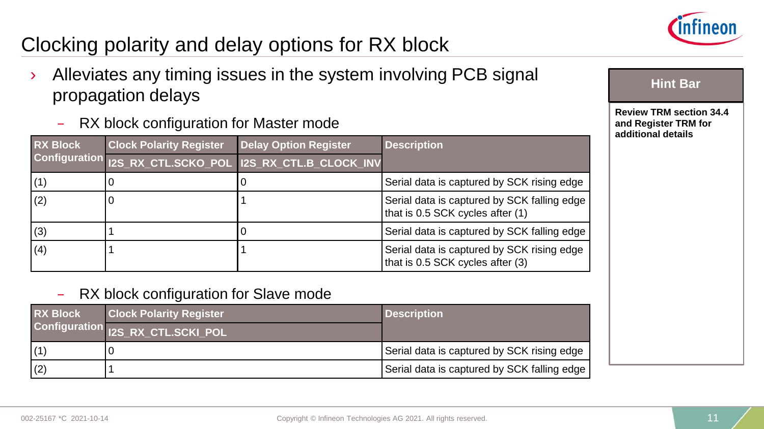# Clocking polarity and delay options for RX block

- Alleviates any timing issues in the system involving PCB signal propagation delays
  - RX block configuration for Master mode

| RX Block Configuration | Clock Polarity Register | Delay Option Register | Description |
|---|---|---|---|
| | I2S_RX_CTL.SCKO_POL | I2S_RX_CTL.B_CLOCK_INV | |
| (1) | 0 | 0 | Serial data is captured by SCK rising edge |
| (2) | 0 | 1 | Serial data is captured by SCK falling edge that is 0.5 SCK cycles after (1) |
| (3) | 1 | 0 | Serial data is captured by SCK falling edge |
| (4) | 1 | 1 | Serial data is captured by SCK rising edge that is 0.5 SCK cycles after (3) |

  - RX block configuration for Slave mode

| RX Block Configuration | Clock Polarity Register | Description |
|---|---|---|
| | I2S_RX_CTL.SCKI_POL | |
| (1) | 0 | Serial data is captured by SCK rising edge |
| (2) | 1 | Serial data is captured by SCK falling edge |

**Hint Bar**

**Review TRM section 34.4 and Register TRM for additional details**

002-25167 *C 2021-10-14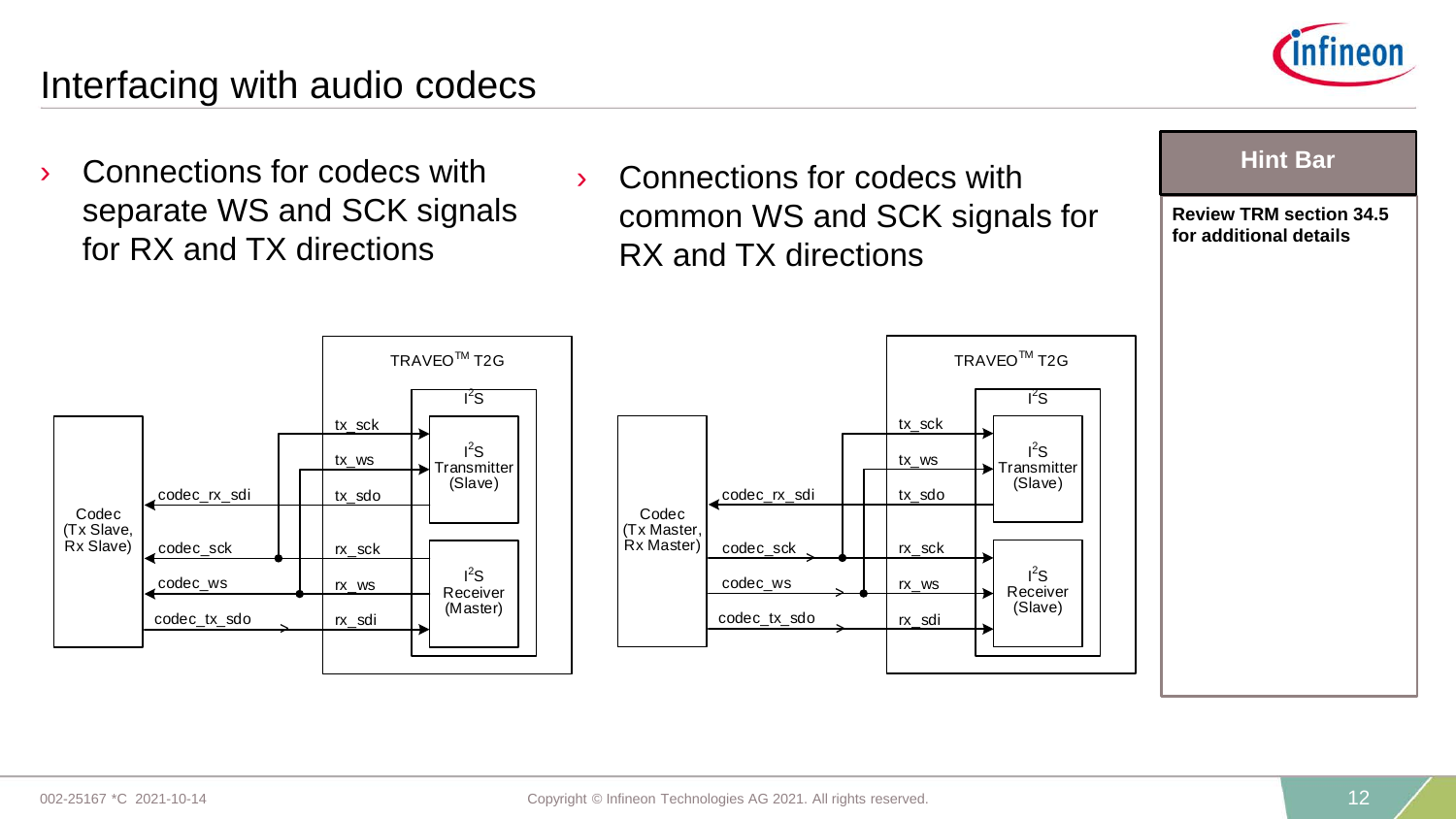# Interfacing with audio codecs

- Connections for codecs with separate WS and SCK signals for RX and TX directions

TRAVEO™ T2G

I²S

Codec (Tx Slave, Rx Slave)

codec_rx_sdi

codec_sck

codec_ws

codec_tx_sdo

tx_sck

tx_ws

tx_sdo

rx_sck

rx_ws

rx_sdi

I²S Transmitter (Slave)

I²S Receiver (Master)

- Connections for codecs with common WS and SCK signals for RX and TX directions

TRAVEO™ T2G

I²S

Codec (Tx Master, Rx Master)

codec_rx_sdi

codec_sck

codec_ws

codec_tx_sdo

tx_sck

tx_ws

tx_sdo

rx_sck

rx_ws

rx_sdi

I²S Transmitter (Slave)

I²S Receiver (Slave)

**Hint Bar**

**Review TRM section 34.5 for additional details**

002-25167 *C 2021-10-14

Copyright © Infineon Technologies AG 2021. All rights reserved.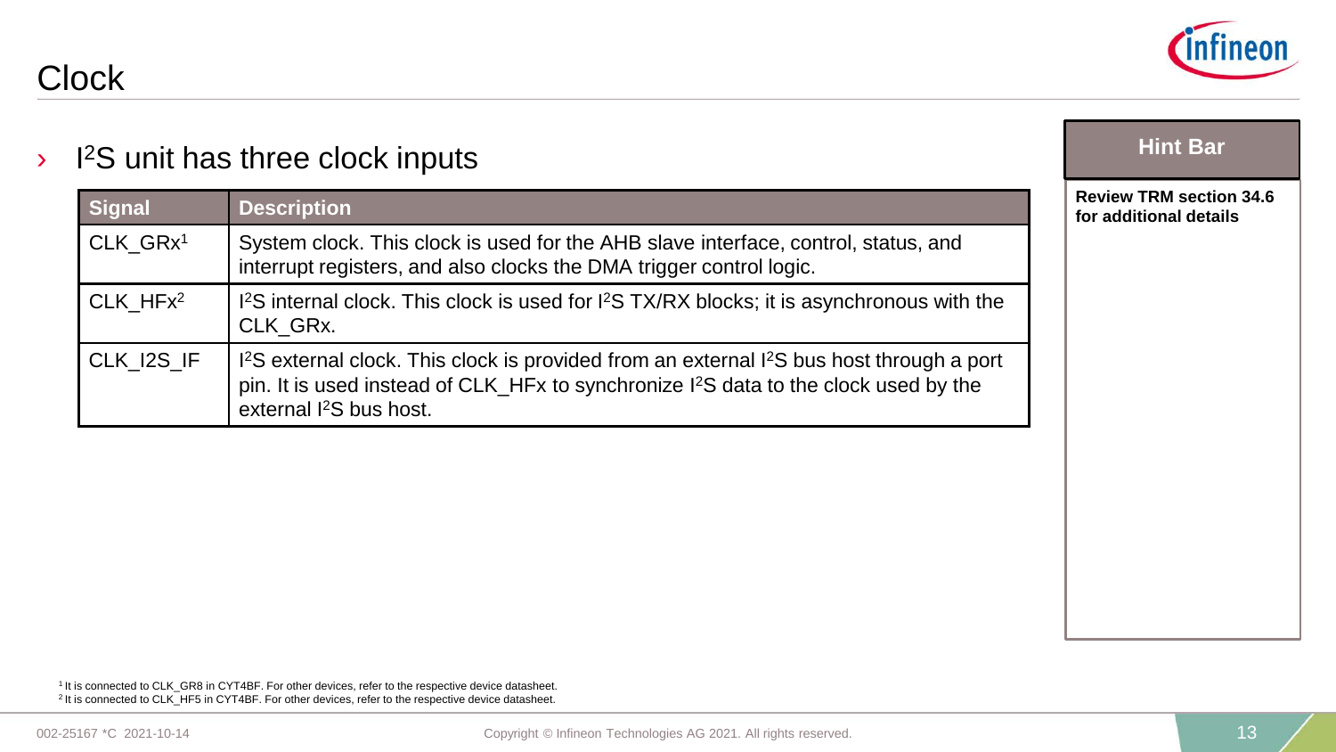# Clock

- I²S unit has three clock inputs

| Signal | Description |
| --- | --- |
| CLK_GRx[1] | System clock. This clock is used for the AHB slave interface, control, status, and interrupt registers, and also clocks the DMA trigger control logic. |
| CLK_HFx[2] | I²S internal clock. This clock is used for I²S TX/RX blocks; it is asynchronous with the CLK_GRx. |
| CLK_I2S_IF | I²S external clock. This clock is provided from an external I²S bus host through a port pin. It is used instead of CLK_HFx to synchronize I²S data to the clock used by the external I²S bus host. |

**Hint Bar**

**Review TRM section 34.6 for additional details**

[1] It is connected to CLK_GR8 in CYT4BF. For other devices, refer to the respective device datasheet.
[2] It is connected to CLK_HF5 in CYT4BF. For other devices, refer to the respective device datasheet.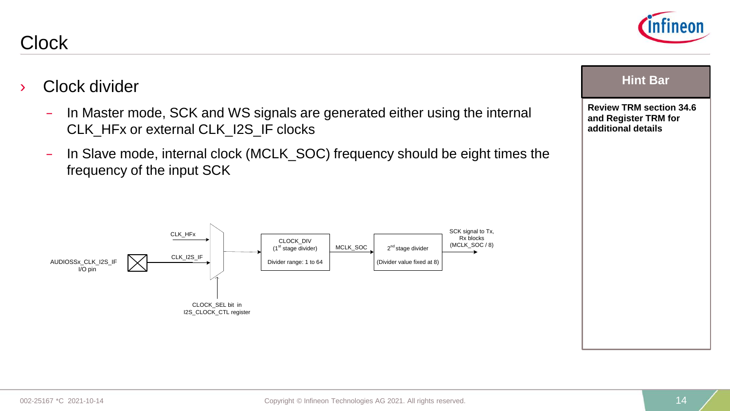# Clock

- Clock divider
  - In Master mode, SCK and WS signals are generated either using the internal CLK_HFx or external CLK_I2S_IF clocks
  - In Slave mode, internal clock (MCLK_SOC) frequency should be eight times the frequency of the input SCK

CLK_HFx

AUDIOSSx_CLK_I2S_IF I/O pin

CLK_I2S_IF

CLOCK_SEL bit in I2S_CLOCK_CTL register

CLOCK_DIV (1st stage divider)

Divider range: 1 to 64

MCLK_SOC

2nd stage divider

(Divider value fixed at 8)

SCK signal to Tx, Rx blocks (MCLK_SOC / 8)

**Hint Bar**

**Review TRM section 34.6 and Register TRM for additional details**

002-25167 *C 2021-10-14

Copyright © Infineon Technologies AG 2021. All rights reserved.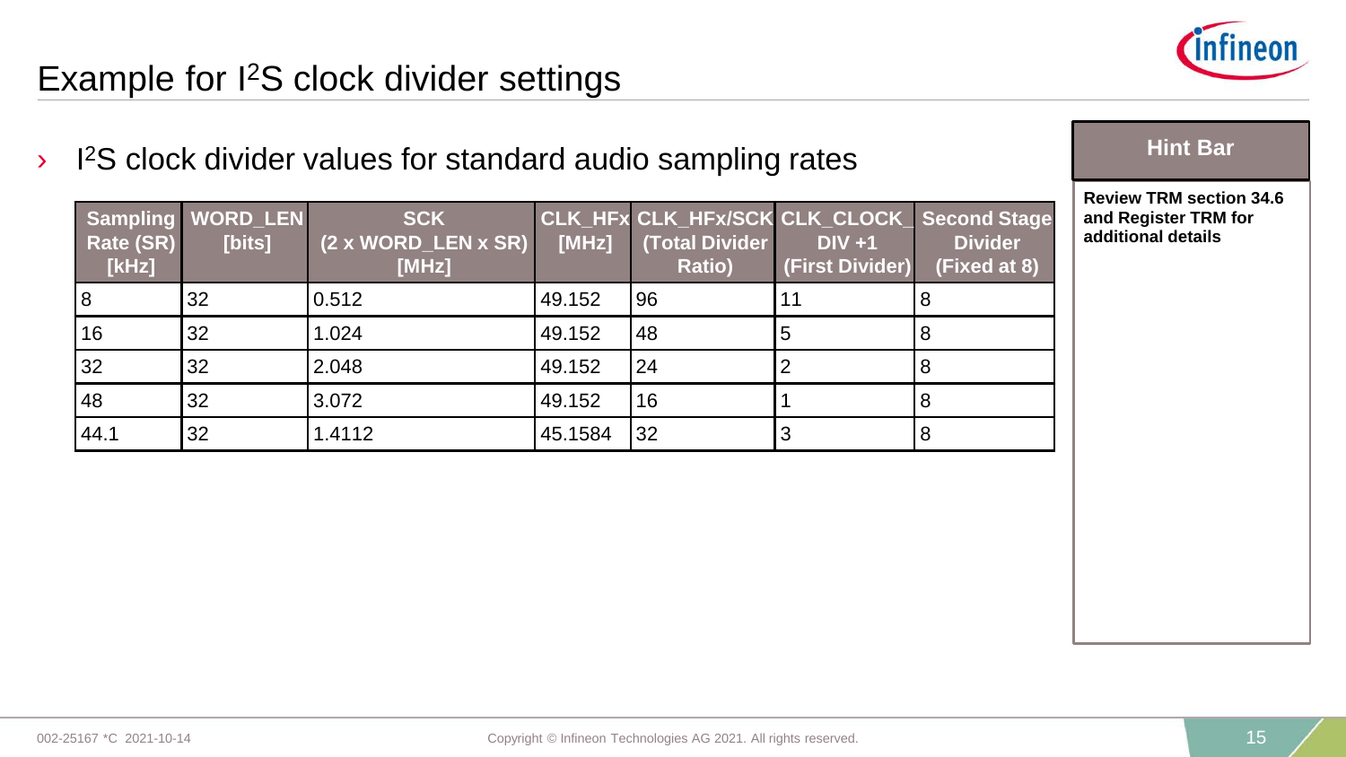# Example for I²S clock divider settings

- I²S clock divider values for standard audio sampling rates

| Sampling Rate (SR) [kHz] | WORD_LEN [bits] | SCK (2 x WORD_LEN x SR) [MHz] | CLK_HFx [MHz] | CLK_HFx/SCK (Total Divider Ratio) | CLK_CLOCK_DIV +1 (First Divider) | Second Stage Divider (Fixed at 8) |
|---|---|---|---|---|---|---|
| 8 | 32 | 0.512 | 49.152 | 96 | 11 | 8 |
| 16 | 32 | 1.024 | 49.152 | 48 | 5 | 8 |
| 32 | 32 | 2.048 | 49.152 | 24 | 2 | 8 |
| 48 | 32 | 3.072 | 49.152 | 16 | 1 | 8 |
| 44.1 | 32 | 1.4112 | 45.1584 | 32 | 3 | 8 |

**Hint Bar**

**Review TRM section 34.6 and Register TRM for additional details**

002-25167 *C 2021-10-14

Copyright © Infineon Technologies AG 2021. All rights reserved.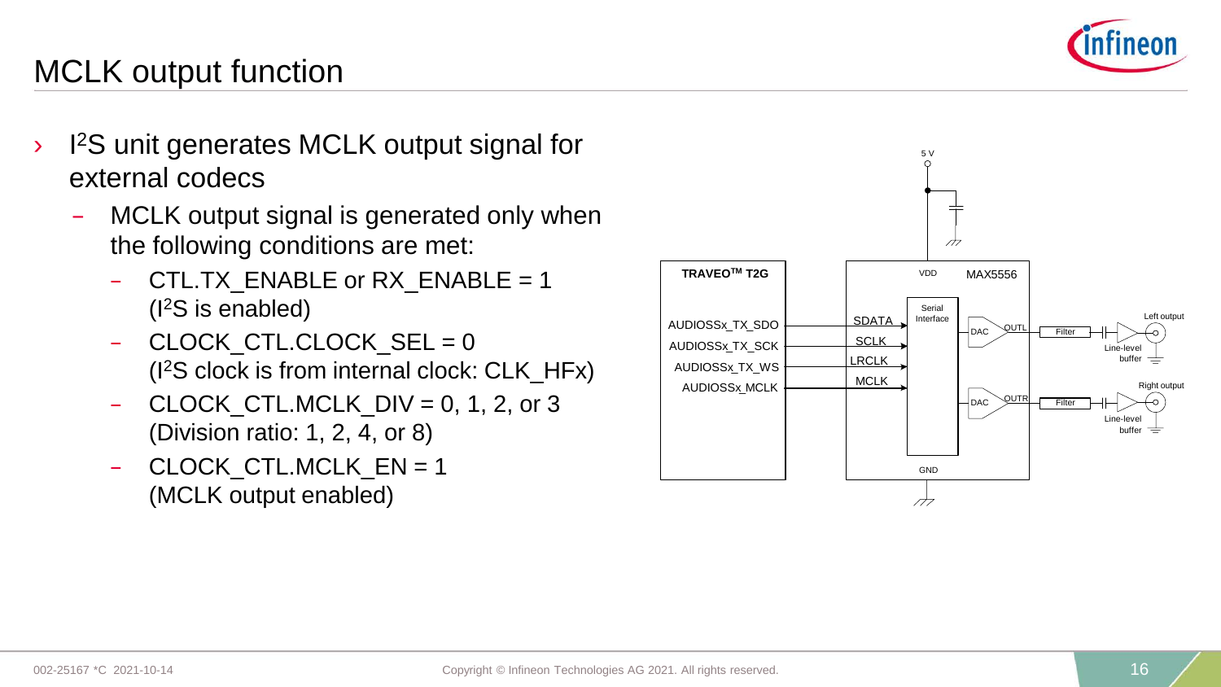# MCLK output function

- I²S unit generates MCLK output signal for external codecs
  - MCLK output signal is generated only when the following conditions are met:
    - CTL.TX_ENABLE or RX_ENABLE = 1 (I²S is enabled)
    - CLOCK_CTL.CLOCK_SEL = 0 (I²S clock is from internal clock: CLK_HFx)
    - CLOCK_CTL.MCLK_DIV = 0, 1, 2, or 3 (Division ratio: 1, 2, 4, or 8)
    - CLOCK_CTL.MCLK_EN = 1 (MCLK output enabled)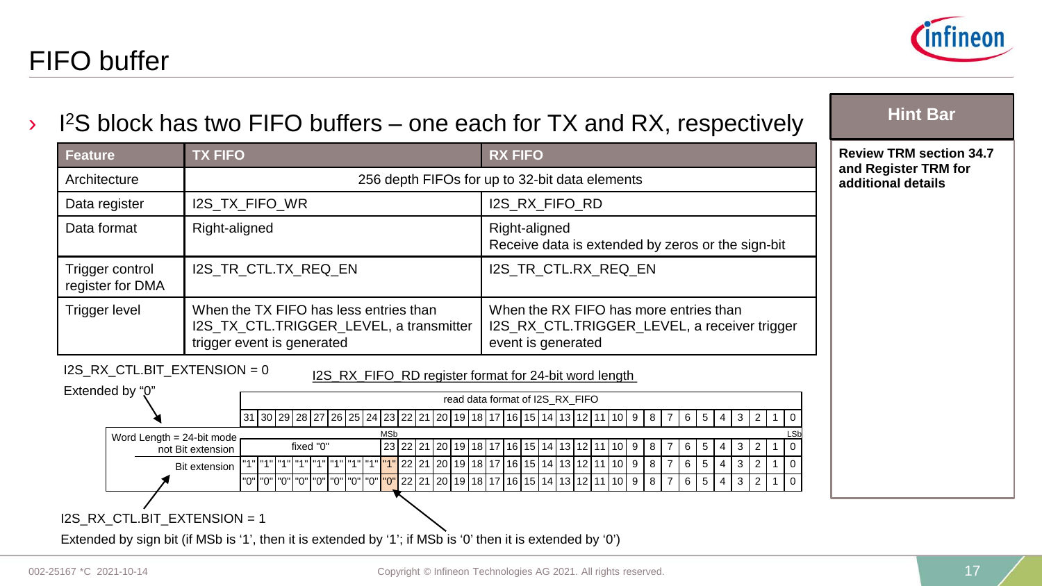# FIFO buffer

- I²S block has two FIFO buffers – one each for TX and RX, respectively

| Feature | TX FIFO | RX FIFO |
|---|---|---|
| Architecture | 256 depth FIFOs for up to 32-bit data elements | |
| Data register | I2S_TX_FIFO_WR | I2S_RX_FIFO_RD |
| Data format | Right-aligned | Right-aligned<br>Receive data is extended by zeros or the sign-bit |
| Trigger control register for DMA | I2S_TR_CTL.TX_REQ_EN | I2S_TR_CTL.RX_REQ_EN |
| Trigger level | When the TX FIFO has less entries than I2S_TX_CTL.TRIGGER_LEVEL, a transmitter trigger event is generated | When the RX FIFO has more entries than I2S_RX_CTL.TRIGGER_LEVEL, a receiver trigger event is generated |

I2S_RX_CTL.BIT_EXTENSION = 0

Extended by "0"

I2S_RX_FIFO_RD register format for 24-bit word length

| | read data format of I2S_RX_FIFO | | | | | | | | | | | | | | | | | | | | | | | | | | | | | | | |
|---|---|---|---|---|---|---|---|---|---|---|---|---|---|---|---|---|---|---|---|---|---|---|---|---|---|---|---|---|---|---|---|---|
| | 31 | 30 | 29 | 28 | 27 | 26 | 25 | 24 | 23 | 22 | 21 | 20 | 19 | 18 | 17 | 16 | 15 | 14 | 13 | 12 | 11 | 10 | 9 | 8 | 7 | 6 | 5 | 4 | 3 | 2 | 1 | 0 |
| | | | | | | | | | MSb | | | | | | | | | | | | | | | | | | | | | | | LSb |
| Word Length = 24-bit mode not Bit extension | fixed "0" | | | | | | | | 23 | 22 | 21 | 20 | 19 | 18 | 17 | 16 | 15 | 14 | 13 | 12 | 11 | 10 | 9 | 8 | 7 | 6 | 5 | 4 | 3 | 2 | 1 | 0 |
| Bit extension | "1" | "1" | "1" | "1" | "1" | "1" | "1" | "1" | "1" | 22 | 21 | 20 | 19 | 18 | 17 | 16 | 15 | 14 | 13 | 12 | 11 | 10 | 9 | 8 | 7 | 6 | 5 | 4 | 3 | 2 | 1 | 0 |
| | "0" | "0" | "0" | "0" | "0" | "0" | "0" | "0" | "0" | 22 | 21 | 20 | 19 | 18 | 17 | 16 | 15 | 14 | 13 | 12 | 11 | 10 | 9 | 8 | 7 | 6 | 5 | 4 | 3 | 2 | 1 | 0 |

I2S_RX_CTL.BIT_EXTENSION = 1

Extended by sign bit (if MSb is '1', then it is extended by '1'; if MSb is '0' then it is extended by '0')

**Hint Bar**

**Review TRM section 34.7 and Register TRM for additional details**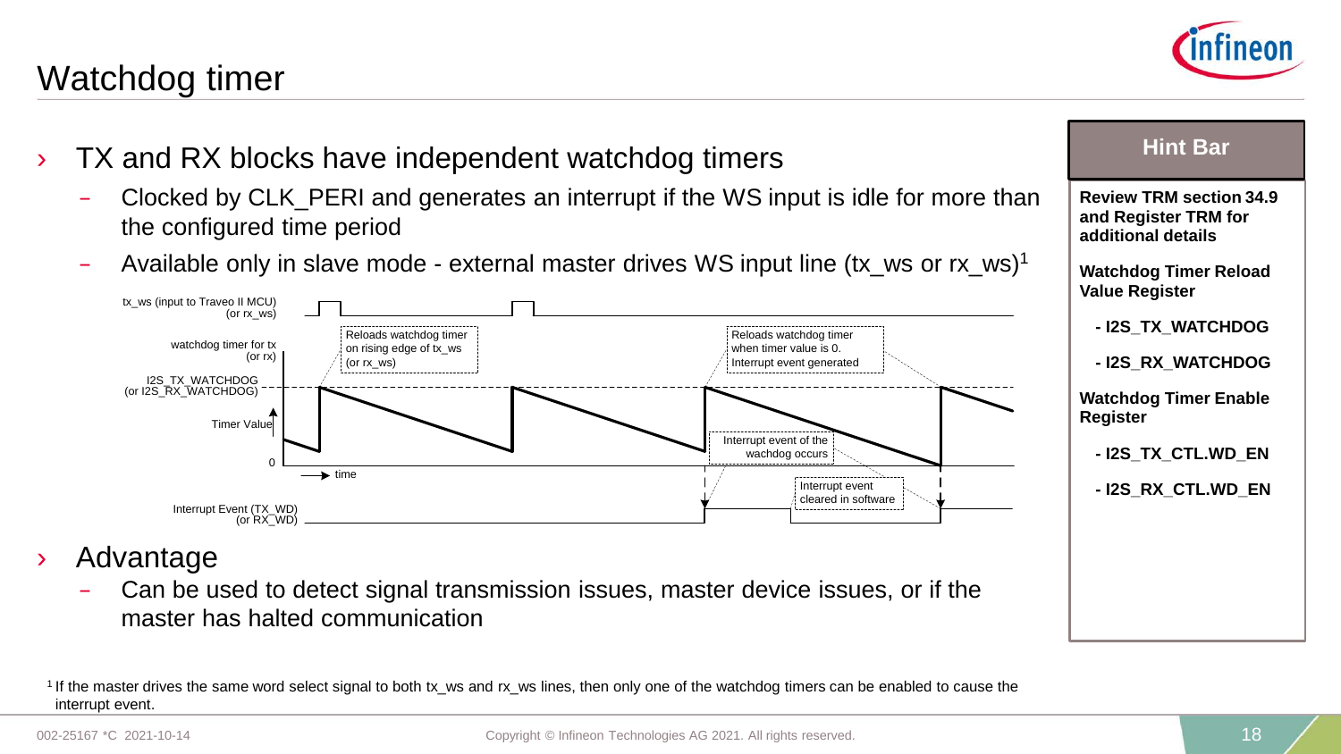# Watchdog timer

- TX and RX blocks have independent watchdog timers
  - Clocked by CLK_PERI and generates an interrupt if the WS input is idle for more than the configured time period
  - Available only in slave mode - external master drives WS input line (tx_ws or rx_ws)[1]

tx_ws (input to Traveo II MCU) (or rx_ws)

watchdog timer for tx (or rx)

I2S_TX_WATCHDOG (or I2S_RX_WATCHDOG)

Timer Value

0

time

Interrupt Event (TX_WD) (or RX_WD)

Reloads watchdog timer on rising edge of tx_ws (or rx_ws)

Reloads watchdog timer when timer value is 0. Interrupt event generated

Interrupt event of the wachdog occurs

Interrupt event cleared in software

- Advantage
  - Can be used to detect signal transmission issues, master device issues, or if the master has halted communication

**Hint Bar**

**Review TRM section 34.9 and Register TRM for additional details**

**Watchdog Timer Reload Value Register**

- **I2S_TX_WATCHDOG**
- **I2S_RX_WATCHDOG**

**Watchdog Timer Enable Register**

- **I2S_TX_CTL.WD_EN**
- **I2S_RX_CTL.WD_EN**

[1] If the master drives the same word select signal to both tx_ws and rx_ws lines, then only one of the watchdog timers can be enabled to cause the interrupt event.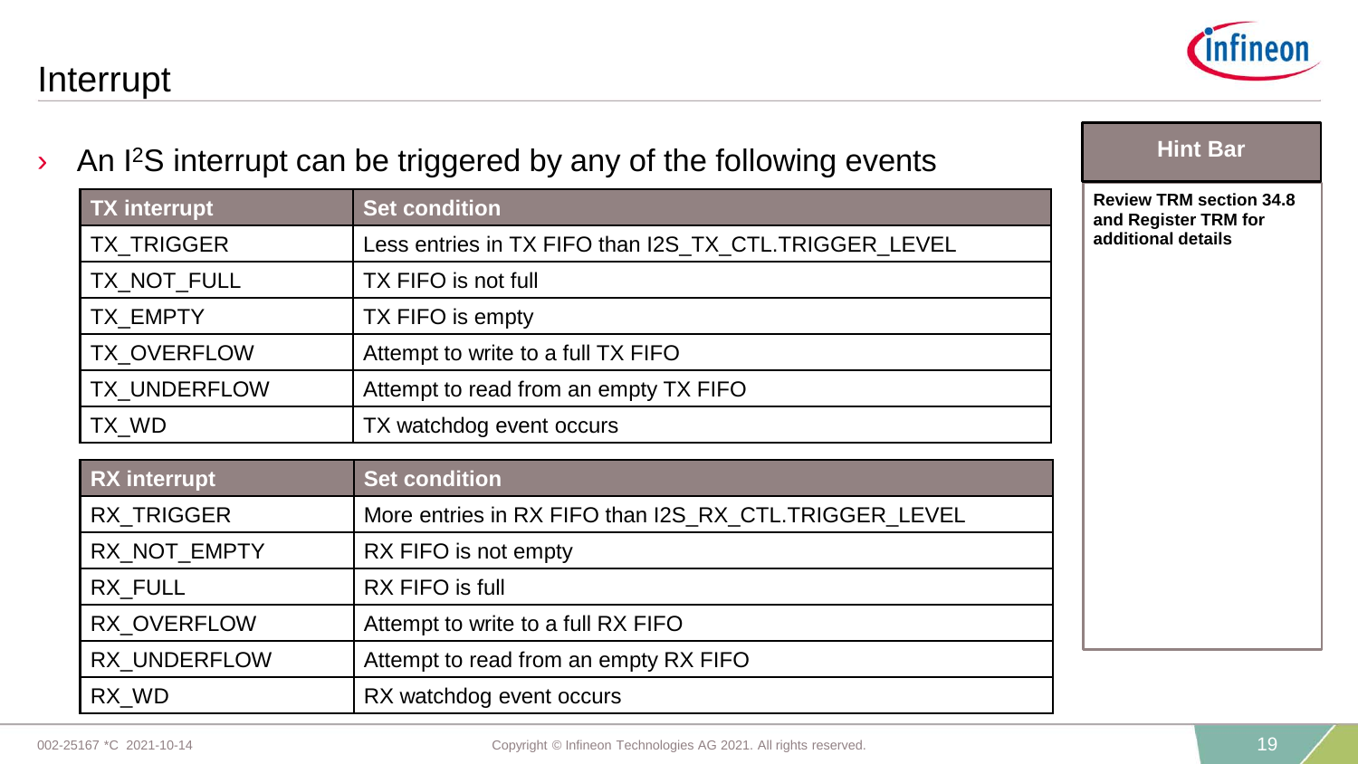# Interrupt

- An I²S interrupt can be triggered by any of the following events

| TX interrupt | Set condition |
|---|---|
| TX_TRIGGER | Less entries in TX FIFO than I2S_TX_CTL.TRIGGER_LEVEL |
| TX_NOT_FULL | TX FIFO is not full |
| TX_EMPTY | TX FIFO is empty |
| TX_OVERFLOW | Attempt to write to a full TX FIFO |
| TX_UNDERFLOW | Attempt to read from an empty TX FIFO |
| TX_WD | TX watchdog event occurs |

| RX interrupt | Set condition |
|---|---|
| RX_TRIGGER | More entries in RX FIFO than I2S_RX_CTL.TRIGGER_LEVEL |
| RX_NOT_EMPTY | RX FIFO is not empty |
| RX_FULL | RX FIFO is full |
| RX_OVERFLOW | Attempt to write to a full RX FIFO |
| RX_UNDERFLOW | Attempt to read from an empty RX FIFO |
| RX_WD | RX watchdog event occurs |

**Hint Bar**

**Review TRM section 34.8 and Register TRM for additional details**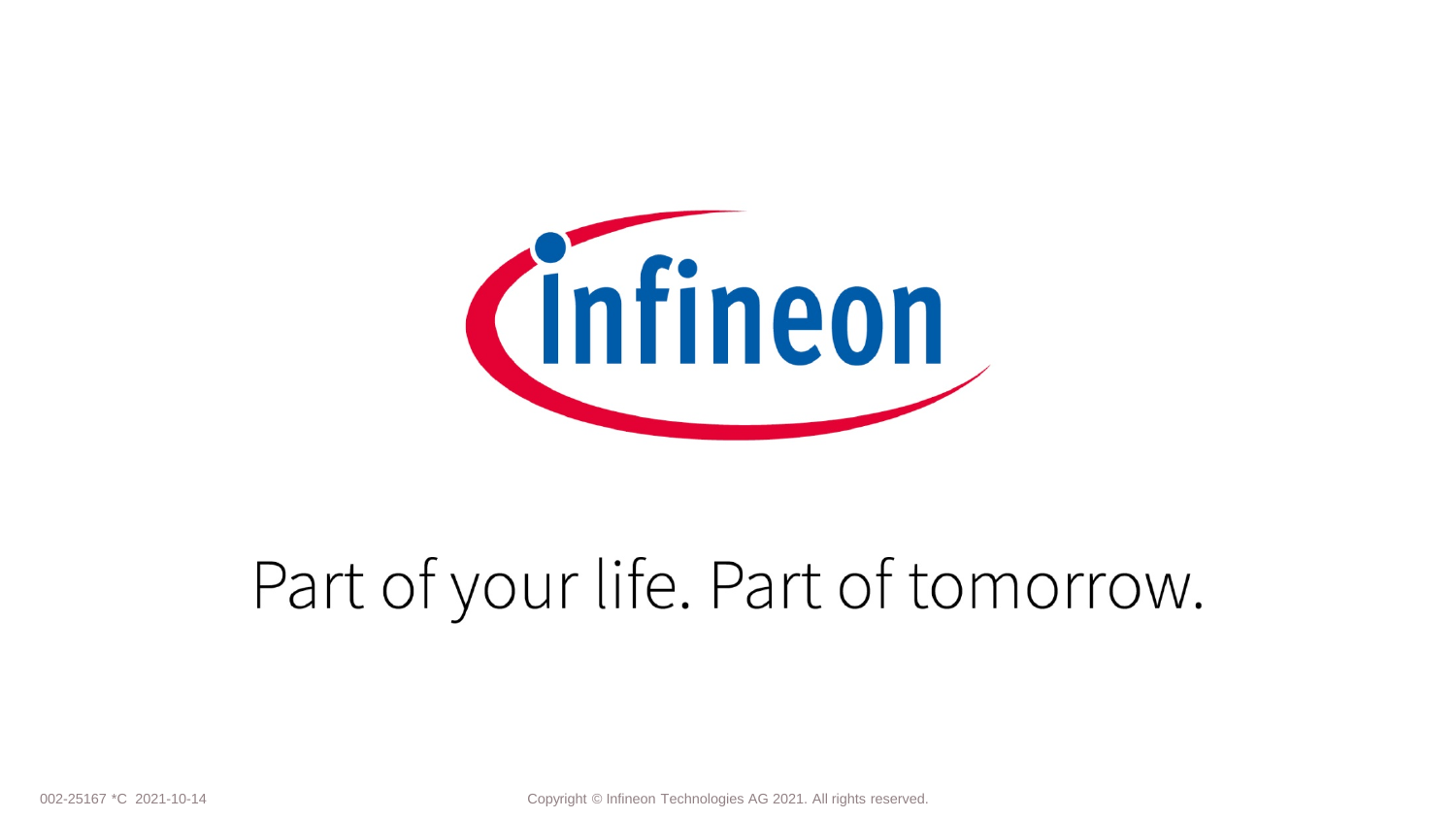Part of your life. Part of tomorrow.

002-25167 *C 2021-10-14

Copyright © Infineon Technologies AG 2021. All rights reserved.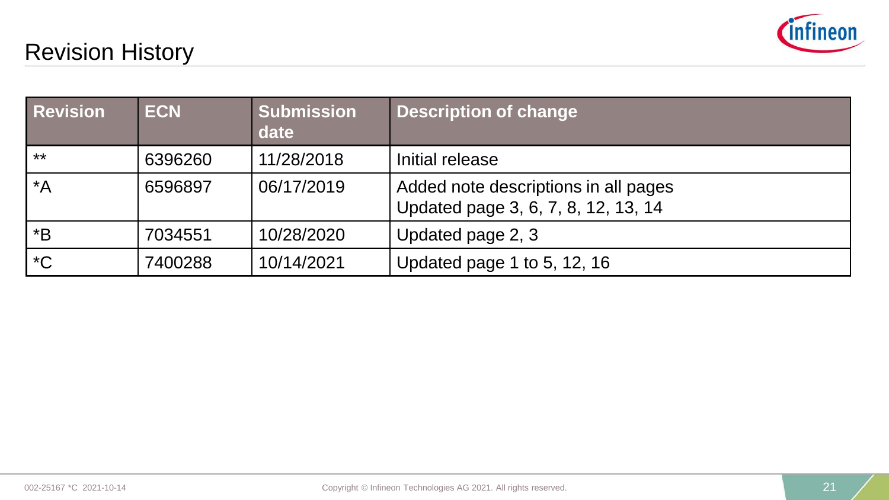# Revision History

| Revision | ECN | Submission date | Description of change |
| --- | --- | --- | --- |
| ** | 6396260 | 11/28/2018 | Initial release |
| *A | 6596897 | 06/17/2019 | Added note descriptions in all pages<br>Updated page 3, 6, 7, 8, 12, 13, 14 |
| *B | 7034551 | 10/28/2020 | Updated page 2, 3 |
| *C | 7400288 | 10/14/2021 | Updated page 1 to 5, 12, 16 |